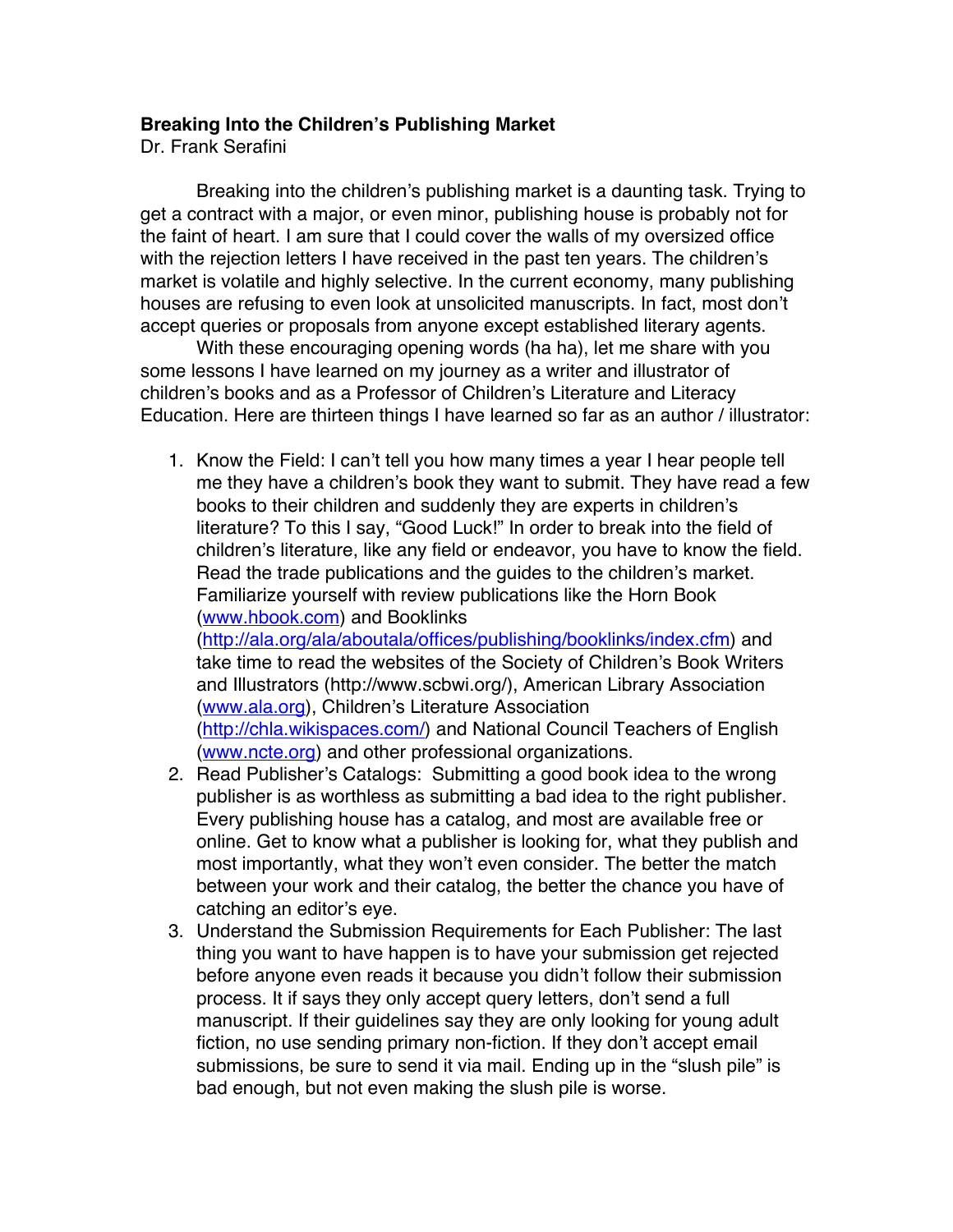**Breaking Into the Children's Publishing Market**
Dr. Frank Serafini

Breaking into the children's publishing market is a daunting task. Trying to get a contract with a major, or even minor, publishing house is probably not for the faint of heart. I am sure that I could cover the walls of my oversized office with the rejection letters I have received in the past ten years. The children's market is volatile and highly selective. In the current economy, many publishing houses are refusing to even look at unsolicited manuscripts. In fact, most don't accept queries or proposals from anyone except established literary agents.

With these encouraging opening words (ha ha), let me share with you some lessons I have learned on my journey as a writer and illustrator of children's books and as a Professor of Children's Literature and Literacy Education. Here are thirteen things I have learned so far as an author / illustrator:

1. Know the Field: I can't tell you how many times a year I hear people tell me they have a children's book they want to submit. They have read a few books to their children and suddenly they are experts in children's literature? To this I say, "Good Luck!" In order to break into the field of children's literature, like any field or endeavor, you have to know the field. Read the trade publications and the guides to the children's market. Familiarize yourself with review publications like the Horn Book (www.hbook.com) and Booklinks (http://ala.org/ala/aboutala/offices/publishing/booklinks/index.cfm) and take time to read the websites of the Society of Children's Book Writers and Illustrators (http://www.scbwi.org/), American Library Association (www.ala.org), Children's Literature Association (http://chla.wikispaces.com/) and National Council Teachers of English (www.ncte.org) and other professional organizations.
2. Read Publisher's Catalogs: Submitting a good book idea to the wrong publisher is as worthless as submitting a bad idea to the right publisher. Every publishing house has a catalog, and most are available free or online. Get to know what a publisher is looking for, what they publish and most importantly, what they won't even consider. The better the match between your work and their catalog, the better the chance you have of catching an editor's eye.
3. Understand the Submission Requirements for Each Publisher: The last thing you want to have happen is to have your submission get rejected before anyone even reads it because you didn't follow their submission process. It if says they only accept query letters, don't send a full manuscript. If their guidelines say they are only looking for young adult fiction, no use sending primary non-fiction. If they don't accept email submissions, be sure to send it via mail. Ending up in the "slush pile" is bad enough, but not even making the slush pile is worse.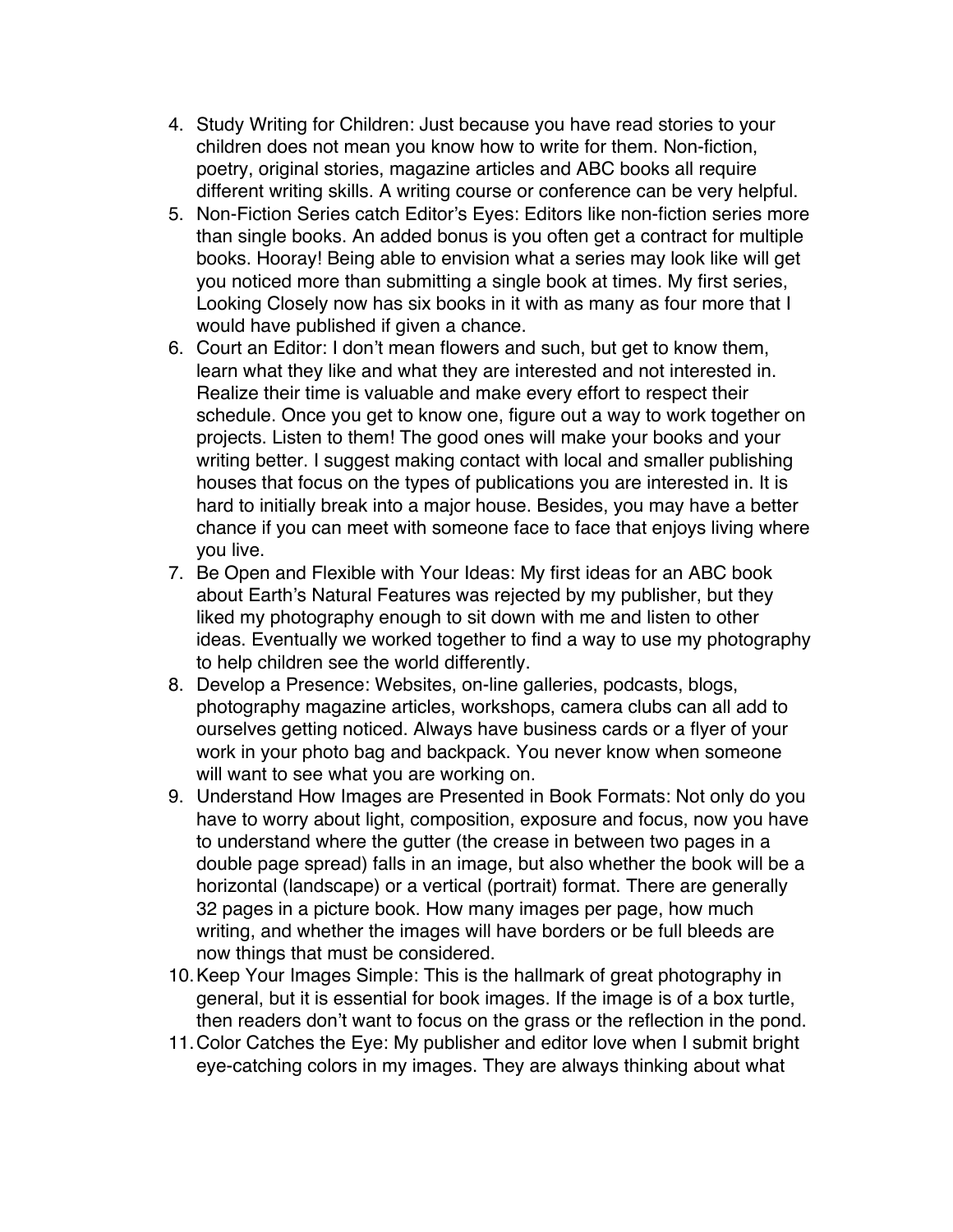4. Study Writing for Children: Just because you have read stories to your children does not mean you know how to write for them. Non-fiction, poetry, original stories, magazine articles and ABC books all require different writing skills. A writing course or conference can be very helpful.
5. Non-Fiction Series catch Editor's Eyes: Editors like non-fiction series more than single books. An added bonus is you often get a contract for multiple books. Hooray! Being able to envision what a series may look like will get you noticed more than submitting a single book at times. My first series, Looking Closely now has six books in it with as many as four more that I would have published if given a chance.
6. Court an Editor: I don't mean flowers and such, but get to know them, learn what they like and what they are interested and not interested in. Realize their time is valuable and make every effort to respect their schedule. Once you get to know one, figure out a way to work together on projects. Listen to them! The good ones will make your books and your writing better. I suggest making contact with local and smaller publishing houses that focus on the types of publications you are interested in. It is hard to initially break into a major house. Besides, you may have a better chance if you can meet with someone face to face that enjoys living where you live.
7. Be Open and Flexible with Your Ideas: My first ideas for an ABC book about Earth's Natural Features was rejected by my publisher, but they liked my photography enough to sit down with me and listen to other ideas. Eventually we worked together to find a way to use my photography to help children see the world differently.
8. Develop a Presence: Websites, on-line galleries, podcasts, blogs, photography magazine articles, workshops, camera clubs can all add to ourselves getting noticed. Always have business cards or a flyer of your work in your photo bag and backpack. You never know when someone will want to see what you are working on.
9. Understand How Images are Presented in Book Formats: Not only do you have to worry about light, composition, exposure and focus, now you have to understand where the gutter (the crease in between two pages in a double page spread) falls in an image, but also whether the book will be a horizontal (landscape) or a vertical (portrait) format. There are generally 32 pages in a picture book. How many images per page, how much writing, and whether the images will have borders or be full bleeds are now things that must be considered.
10. Keep Your Images Simple: This is the hallmark of great photography in general, but it is essential for book images. If the image is of a box turtle, then readers don't want to focus on the grass or the reflection in the pond.
11. Color Catches the Eye: My publisher and editor love when I submit bright eye-catching colors in my images. They are always thinking about what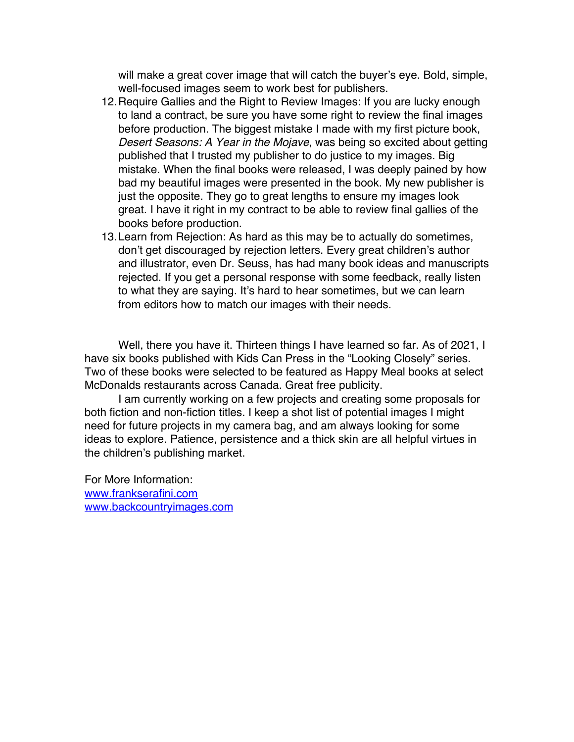will make a great cover image that will catch the buyer's eye. Bold, simple, well-focused images seem to work best for publishers.

12. Require Gallies and the Right to Review Images: If you are lucky enough to land a contract, be sure you have some right to review the final images before production. The biggest mistake I made with my first picture book, *Desert Seasons: A Year in the Mojave*, was being so excited about getting published that I trusted my publisher to do justice to my images. Big mistake. When the final books were released, I was deeply pained by how bad my beautiful images were presented in the book. My new publisher is just the opposite. They go to great lengths to ensure my images look great. I have it right in my contract to be able to review final gallies of the books before production.
13. Learn from Rejection: As hard as this may be to actually do sometimes, don't get discouraged by rejection letters. Every great children's author and illustrator, even Dr. Seuss, has had many book ideas and manuscripts rejected. If you get a personal response with some feedback, really listen to what they are saying. It's hard to hear sometimes, but we can learn from editors how to match our images with their needs.

Well, there you have it. Thirteen things I have learned so far. As of 2021, I have six books published with Kids Can Press in the "Looking Closely" series. Two of these books were selected to be featured as Happy Meal books at select McDonalds restaurants across Canada. Great free publicity.

I am currently working on a few projects and creating some proposals for both fiction and non-fiction titles. I keep a shot list of potential images I might need for future projects in my camera bag, and am always looking for some ideas to explore. Patience, persistence and a thick skin are all helpful virtues in the children's publishing market.

For More Information:
[www.frankserafini.com](http://www.frankserafini.com)
[www.backcountryimages.com](http://www.backcountryimages.com)